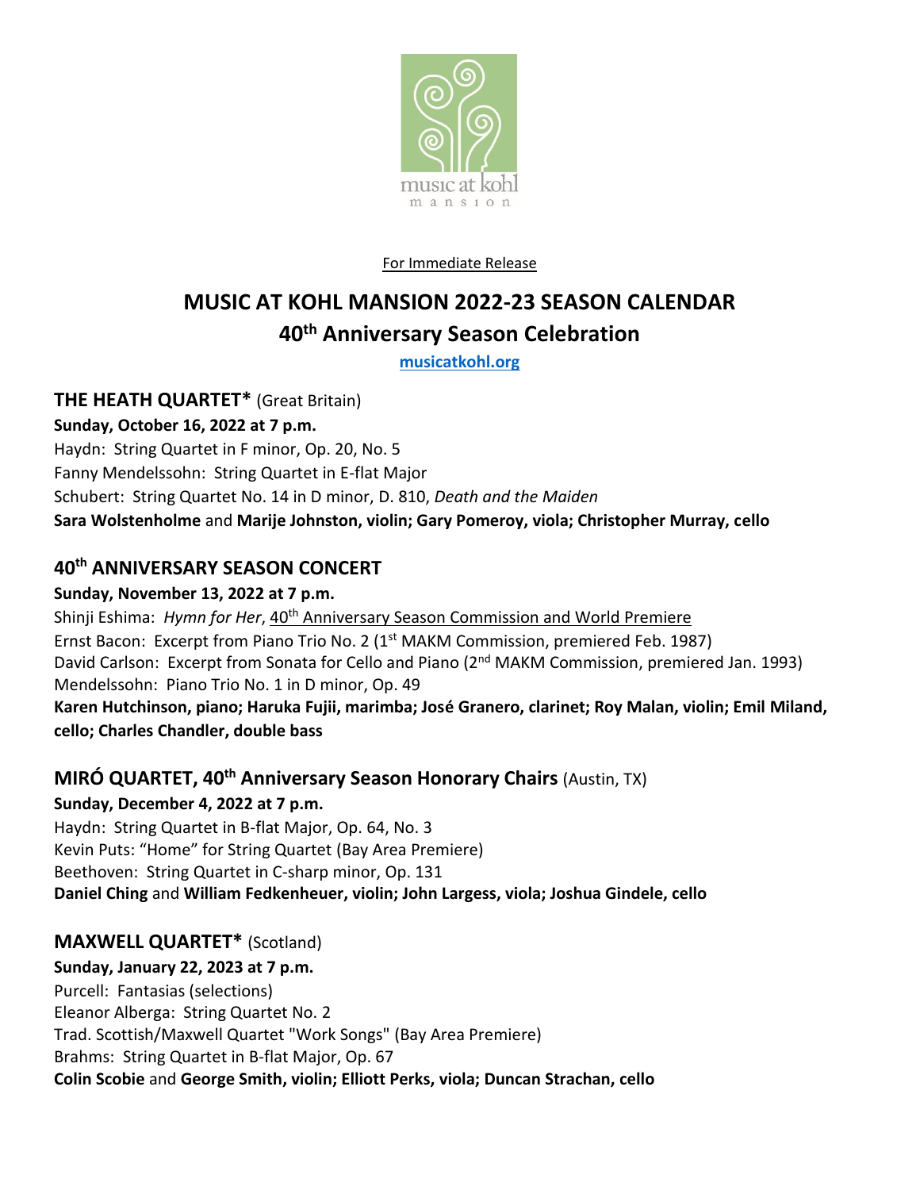music at kohl mansion

For Immediate Release

# MUSIC AT KOHL MANSION 2022-23 SEASON CALENDAR

## 40th Anniversary Season Celebration

**musicatkohl.org**

### THE HEATH QUARTET* (Great Britain)

**Sunday, October 16, 2022 at 7 p.m.**

Haydn: String Quartet in F minor, Op. 20, No. 5
Fanny Mendelssohn: String Quartet in E-flat Major
Schubert: String Quartet No. 14 in D minor, D. 810, *Death and the Maiden*
**Sara Wolstenholme** and **Marije Johnston, violin; Gary Pomeroy, viola; Christopher Murray, cello**

### 40th ANNIVERSARY SEASON CONCERT

**Sunday, November 13, 2022 at 7 p.m.**

Shinji Eshima: *Hymn for Her*, 40th Anniversary Season Commission and World Premiere
Ernst Bacon: Excerpt from Piano Trio No. 2 (1st MAKM Commission, premiered Feb. 1987)
David Carlson: Excerpt from Sonata for Cello and Piano (2nd MAKM Commission, premiered Jan. 1993)
Mendelssohn: Piano Trio No. 1 in D minor, Op. 49
**Karen Hutchinson, piano; Haruka Fujii, marimba; José Granero, clarinet; Roy Malan, violin; Emil Miland, cello; Charles Chandler, double bass**

### MIRÓ QUARTET, 40th Anniversary Season Honorary Chairs (Austin, TX)

**Sunday, December 4, 2022 at 7 p.m.**

Haydn: String Quartet in B-flat Major, Op. 64, No. 3
Kevin Puts: "Home" for String Quartet (Bay Area Premiere)
Beethoven: String Quartet in C-sharp minor, Op. 131
**Daniel Ching** and **William Fedkenheuer, violin; John Largess, viola; Joshua Gindele, cello**

### MAXWELL QUARTET* (Scotland)

**Sunday, January 22, 2023 at 7 p.m.**

Purcell: Fantasias (selections)
Eleanor Alberga: String Quartet No. 2
Trad. Scottish/Maxwell Quartet "Work Songs" (Bay Area Premiere)
Brahms: String Quartet in B-flat Major, Op. 67
**Colin Scobie** and **George Smith, violin; Elliott Perks, viola; Duncan Strachan, cello**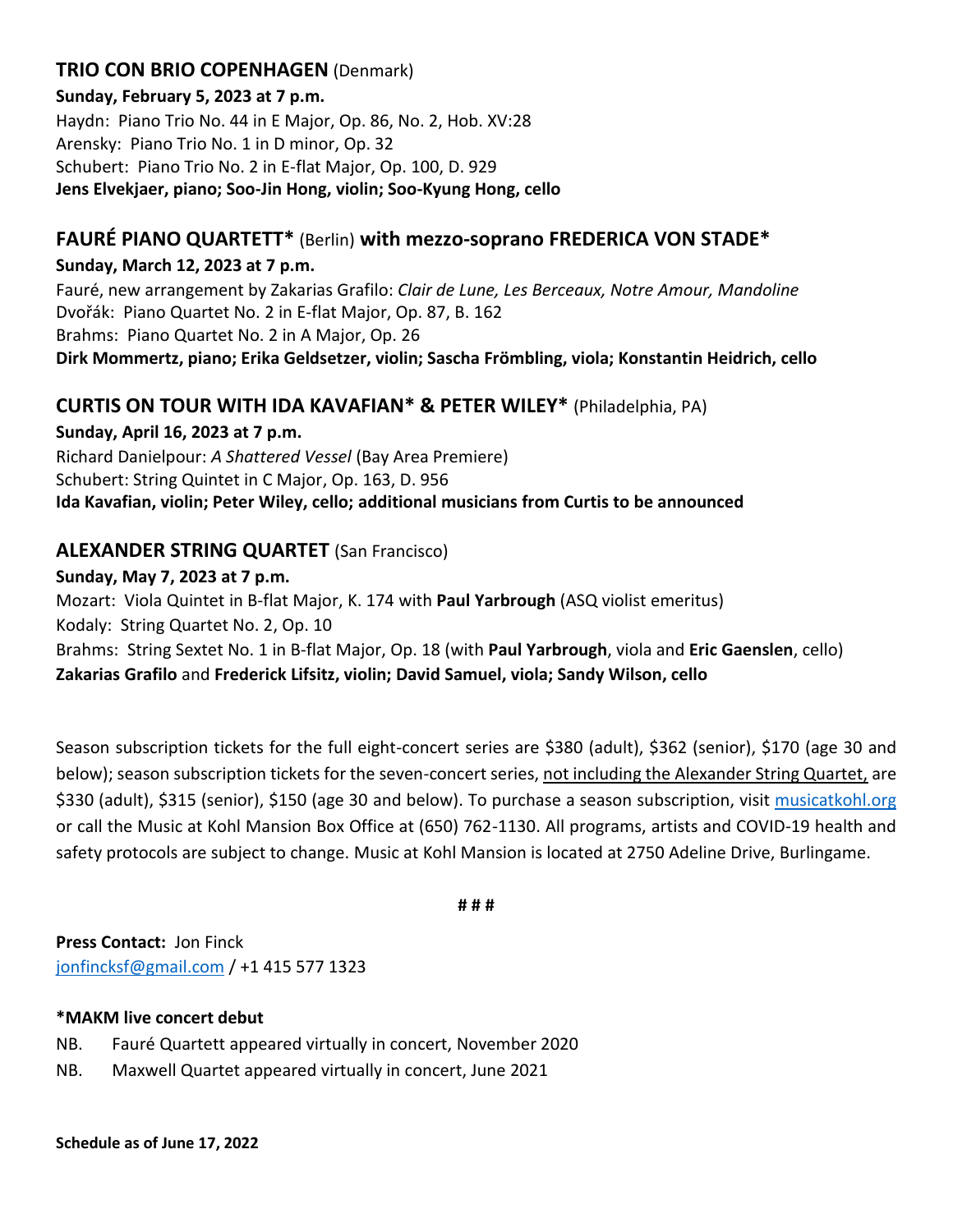### **TRIO CON BRIO COPENHAGEN** (Denmark)

**Sunday, February 5, 2023 at 7 p.m.**
Haydn: Piano Trio No. 44 in E Major, Op. 86, No. 2, Hob. XV:28
Arensky: Piano Trio No. 1 in D minor, Op. 32
Schubert: Piano Trio No. 2 in E-flat Major, Op. 100, D. 929
**Jens Elvekjaer, piano; Soo-Jin Hong, violin; Soo-Kyung Hong, cello**

### **FAURÉ PIANO QUARTETT*** (Berlin) **with mezzo-soprano FREDERICA VON STADE***

**Sunday, March 12, 2023 at 7 p.m.**
Fauré, new arrangement by Zakarias Grafilo: *Clair de Lune, Les Berceaux, Notre Amour, Mandoline*
Dvořák: Piano Quartet No. 2 in E-flat Major, Op. 87, B. 162
Brahms: Piano Quartet No. 2 in A Major, Op. 26
**Dirk Mommertz, piano; Erika Geldsetzer, violin; Sascha Frömbling, viola; Konstantin Heidrich, cello**

### **CURTIS ON TOUR WITH IDA KAVAFIAN* & PETER WILEY*** (Philadelphia, PA)

**Sunday, April 16, 2023 at 7 p.m.**
Richard Danielpour: *A Shattered Vessel* (Bay Area Premiere)
Schubert: String Quintet in C Major, Op. 163, D. 956
**Ida Kavafian, violin; Peter Wiley, cello; additional musicians from Curtis to be announced**

### **ALEXANDER STRING QUARTET** (San Francisco)

**Sunday, May 7, 2023 at 7 p.m.**
Mozart: Viola Quintet in B-flat Major, K. 174 with **Paul Yarbrough** (ASQ violist emeritus)
Kodaly: String Quartet No. 2, Op. 10
Brahms: String Sextet No. 1 in B-flat Major, Op. 18 (with **Paul Yarbrough**, viola and **Eric Gaenslen**, cello)
**Zakarias Grafilo** and **Frederick Lifsitz, violin; David Samuel, viola; Sandy Wilson, cello**

Season subscription tickets for the full eight-concert series are $380 (adult), $362 (senior), $170 (age 30 and below); season subscription tickets for the seven-concert series, not including the Alexander String Quartet, are $330 (adult), $315 (senior), $150 (age 30 and below). To purchase a season subscription, visit musicatkohl.org or call the Music at Kohl Mansion Box Office at (650) 762-1130. All programs, artists and COVID-19 health and safety protocols are subject to change. Music at Kohl Mansion is located at 2750 Adeline Drive, Burlingame.

# # #

**Press Contact:** Jon Finck
jonfincksf@gmail.com / +1 415 577 1323

**\*MAKM live concert debut**

NB. Fauré Quartett appeared virtually in concert, November 2020
NB. Maxwell Quartet appeared virtually in concert, June 2021

**Schedule as of June 17, 2022**